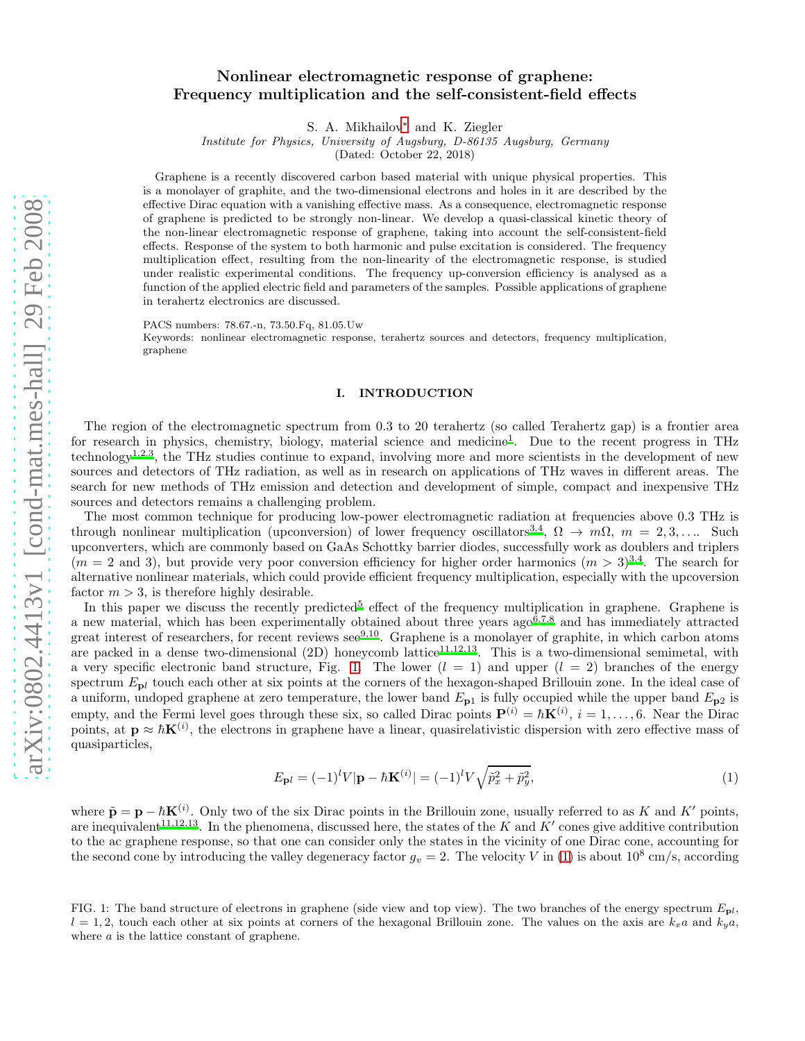# Nonlinear electromagnetic response of graphene: Frequency multiplication and the self-consistent-field effects

S. A. Mikhailov* and K. Ziegler

*Institute for Physics, University of Augsburg, D-86135 Augsburg, Germany*

(Dated: October 22, 2018)

Graphene is a recently discovered carbon based material with unique physical properties. This is a monolayer of graphite, and the two-dimensional electrons and holes in it are described by the effective Dirac equation with a vanishing effective mass. As a consequence, electromagnetic response of graphene is predicted to be strongly non-linear. We develop a quasi-classical kinetic theory of the non-linear electromagnetic response of graphene, taking into account the self-consistent-field effects. Response of the system to both harmonic and pulse excitation is considered. The frequency multiplication effect, resulting from the non-linearity of the electromagnetic response, is studied under realistic experimental conditions. The frequency up-conversion efficiency is analysed as a function of the applied electric field and parameters of the samples. Possible applications of graphene in terahertz electronics are discussed.

PACS numbers: 78.67.-n, 73.50.Fq, 81.05.Uw

Keywords: nonlinear electromagnetic response, terahertz sources and detectors, frequency multiplication, graphene

## I. INTRODUCTION

The region of the electromagnetic spectrum from 0.3 to 20 terahertz (so called Terahertz gap) is a frontier area for research in physics, chemistry, biology, material science and medicine[1]. Due to the recent progress in THz technology[1,2,3], the THz studies continue to expand, involving more and more scientists in the development of new sources and detectors of THz radiation, as well as in research on applications of THz waves in different areas. The search for new methods of THz emission and detection and development of simple, compact and inexpensive THz sources and detectors remains a challenging problem.

The most common technique for producing low-power electromagnetic radiation at frequencies above 0.3 THz is through nonlinear multiplication (upconversion) of lower frequency oscillators[3,4], $\Omega \to m\Omega$, $m = 2, 3, \ldots$. Such upconverters, which are commonly based on GaAs Schottky barrier diodes, successfully work as doublers and triplers ($m = 2$ and 3), but provide very poor conversion efficiency for higher order harmonics ($m > 3$)[3,4]. The search for alternative nonlinear materials, which could provide efficient frequency multiplication, especially with the upcoversion factor $m > 3$, is therefore highly desirable.

In this paper we discuss the recently predicted[5] effect of the frequency multiplication in graphene. Graphene is a new material, which has been experimentally obtained about three years ago[6,7,8] and has immediately attracted great interest of researchers, for recent reviews see[9,10]. Graphene is a monolayer of graphite, in which carbon atoms are packed in a dense two-dimensional (2D) honeycomb lattice[11,12,13]. This is a two-dimensional semimetal, with a very specific electronic band structure, Fig. 1. The lower ($l = 1$) and upper ($l = 2$) branches of the energy spectrum $E_{\mathbf{p}l}$ touch each other at six points at the corners of the hexagon-shaped Brillouin zone. In the ideal case of a uniform, undoped graphene at zero temperature, the lower band $E_{\mathbf{p}1}$ is fully occupied while the upper band $E_{\mathbf{p}2}$ is empty, and the Fermi level goes through these six, so called Dirac points $\mathbf{P}^{(i)} = \hbar\mathbf{K}^{(i)}$, $i = 1, \ldots, 6$. Near the Dirac points, at $\mathbf{p} \approx \hbar\mathbf{K}^{(i)}$, the electrons in graphene have a linear, quasirelativistic dispersion with zero effective mass of quasiparticles,

$$E_{\mathbf{p}l} = (-1)^l V|\mathbf{p} - \hbar\mathbf{K}^{(i)}| = (-1)^l V\sqrt{\tilde{p}_x^2 + \tilde{p}_y^2}, \tag{1}$$

where $\tilde{\mathbf{p}} = \mathbf{p} - \hbar\mathbf{K}^{(i)}$. Only two of the six Dirac points in the Brillouin zone, usually referred to as $K$ and $K'$ points, are inequivalent[11,12,13]. In the phenomena, discussed here, the states of the $K$ and $K'$ cones give additive contribution to the ac graphene response, so that one can consider only the states in the vicinity of one Dirac cone, accounting for the second cone by introducing the valley degeneracy factor $g_v = 2$. The velocity $V$ in (1) is about $10^8$ cm/s, according

FIG. 1: The band structure of electrons in graphene (side view and top view). The two branches of the energy spectrum $E_{\mathbf{p}l}$, $l = 1, 2$, touch each other at six points at corners of the hexagonal Brillouin zone. The values on the axis are $k_x a$ and $k_y a$, where $a$ is the lattice constant of graphene.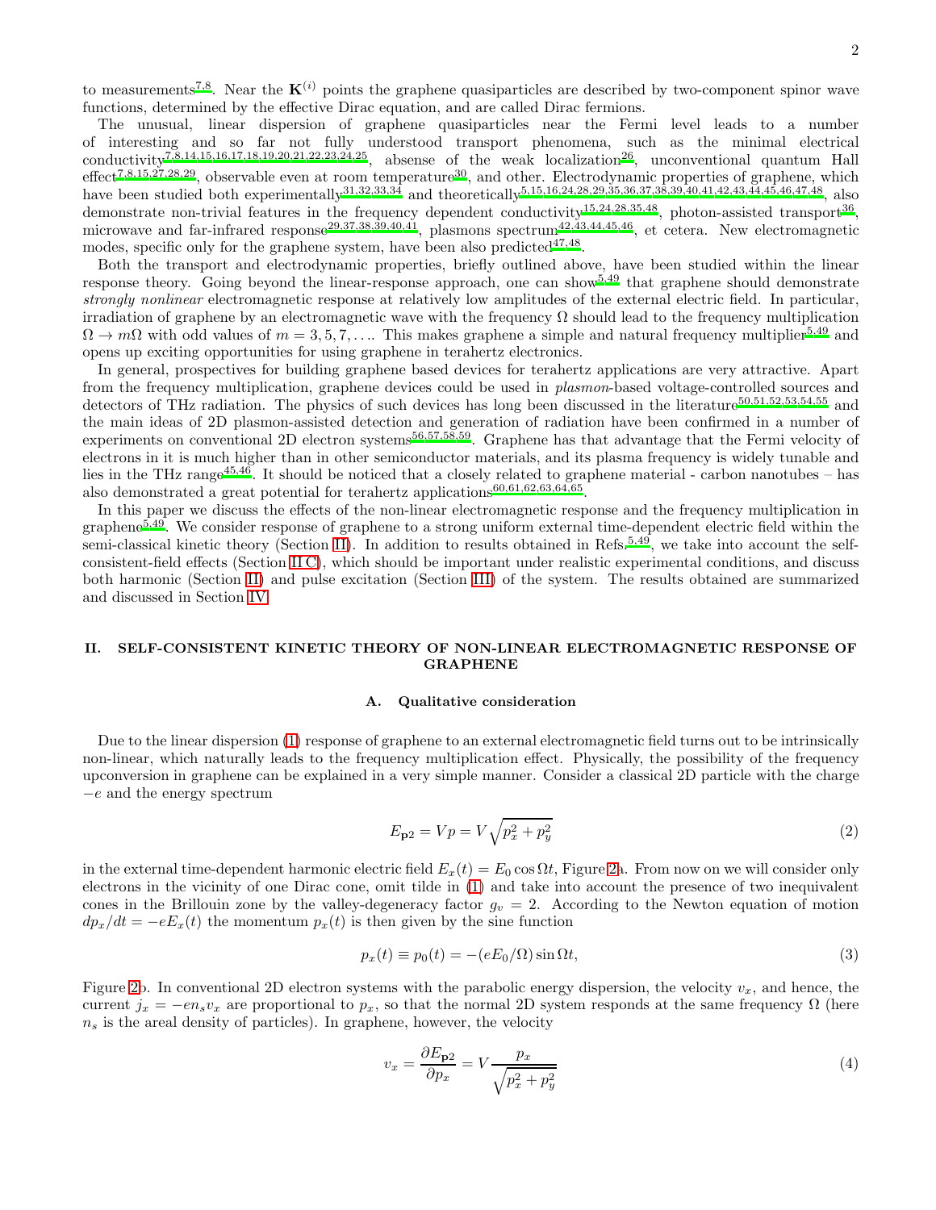to measurements[7,8]. Near the $\mathbf{K}^{(i)}$ points the graphene quasiparticles are described by two-component spinor wave functions, determined by the effective Dirac equation, and are called Dirac fermions.

The unusual, linear dispersion of graphene quasiparticles near the Fermi level leads to a number of interesting and so far not fully understood transport phenomena, such as the minimal electrical conductivity[7,8,14,15,16,17,18,19,20,21,22,23,24,25], absense of the weak localization[26], unconventional quantum Hall effect[7,8,15,27,28,29], observable even at room temperature[30], and other. Electrodynamic properties of graphene, which have been studied both experimentally[31,32,33,34] and theoretically[5,15,16,24,28,29,35,36,37,38,39,40,41,42,43,44,45,46,47,48], also demonstrate non-trivial features in the frequency dependent conductivity[15,24,28,35,48], photon-assisted transport[36], microwave and far-infrared response[29,37,38,39,40,41], plasmons spectrum[42,43,44,45,46], et cetera. New electromagnetic modes, specific only for the graphene system, have been also predicted[47,48].

Both the transport and electrodynamic properties, briefly outlined above, have been studied within the linear response theory. Going beyond the linear-response approach, one can show[5,49] that graphene should demonstrate *strongly nonlinear* electromagnetic response at relatively low amplitudes of the external electric field. In particular, irradiation of graphene by an electromagnetic wave with the frequency $\Omega$ should lead to the frequency multiplication $\Omega \to m\Omega$ with odd values of $m = 3, 5, 7, \ldots$. This makes graphene a simple and natural frequency multiplier[5,49] and opens up exciting opportunities for using graphene in terahertz electronics.

In general, prospectives for building graphene based devices for terahertz applications are very attractive. Apart from the frequency multiplication, graphene devices could be used in *plasmon*-based voltage-controlled sources and detectors of THz radiation. The physics of such devices has long been discussed in the literature[50,51,52,53,54,55] and the main ideas of 2D plasmon-assisted detection and generation of radiation have been confirmed in a number of experiments on conventional 2D electron systems[56,57,58,59]. Graphene has that advantage that the Fermi velocity of electrons in it is much higher than in other semiconductor materials, and its plasma frequency is widely tunable and lies in the THz range[45,46]. It should be noticed that a closely related to graphene material - carbon nanotubes – has also demonstrated a great potential for terahertz applications[60,61,62,63,64,65].

In this paper we discuss the effects of the non-linear electromagnetic response and the frequency multiplication in graphene[5,49]. We consider response of graphene to a strong uniform external time-dependent electric field within the semi-classical kinetic theory (Section II). In addition to results obtained in Refs.[5,49], we take into account the self-consistent-field effects (Section II C), which should be important under realistic experimental conditions, and discuss both harmonic (Section II) and pulse excitation (Section III) of the system. The results obtained are summarized and discussed in Section IV.

## II. SELF-CONSISTENT KINETIC THEORY OF NON-LINEAR ELECTROMAGNETIC RESPONSE OF GRAPHENE

### A. Qualitative consideration

Due to the linear dispersion (1) response of graphene to an external electromagnetic field turns out to be intrinsically non-linear, which naturally leads to the frequency multiplication effect. Physically, the possibility of the frequency upconversion in graphene can be explained in a very simple manner. Consider a classical 2D particle with the charge $-e$ and the energy spectrum

$$E_{\mathbf{p}2} = Vp = V\sqrt{p_x^2 + p_y^2} \tag{2}$$

in the external time-dependent harmonic electric field $E_x(t) = E_0 \cos \Omega t$, Figure 2a. From now on we will consider only electrons in the vicinity of one Dirac cone, omit tilde in (1) and take into account the presence of two inequivalent cones in the Brillouin zone by the valley-degeneracy factor $g_v = 2$. According to the Newton equation of motion $dp_x/dt = -eE_x(t)$ the momentum $p_x(t)$ is then given by the sine function

$$p_x(t) \equiv p_0(t) = -(eE_0/\Omega) \sin \Omega t, \tag{3}$$

Figure 2b. In conventional 2D electron systems with the parabolic energy dispersion, the velocity $v_x$, and hence, the current $j_x = -en_s v_x$ are proportional to $p_x$, so that the normal 2D system responds at the same frequency $\Omega$ (here $n_s$ is the areal density of particles). In graphene, however, the velocity

$$v_x = \frac{\partial E_{\mathbf{p}2}}{\partial p_x} = V \frac{p_x}{\sqrt{p_x^2 + p_y^2}} \tag{4}$$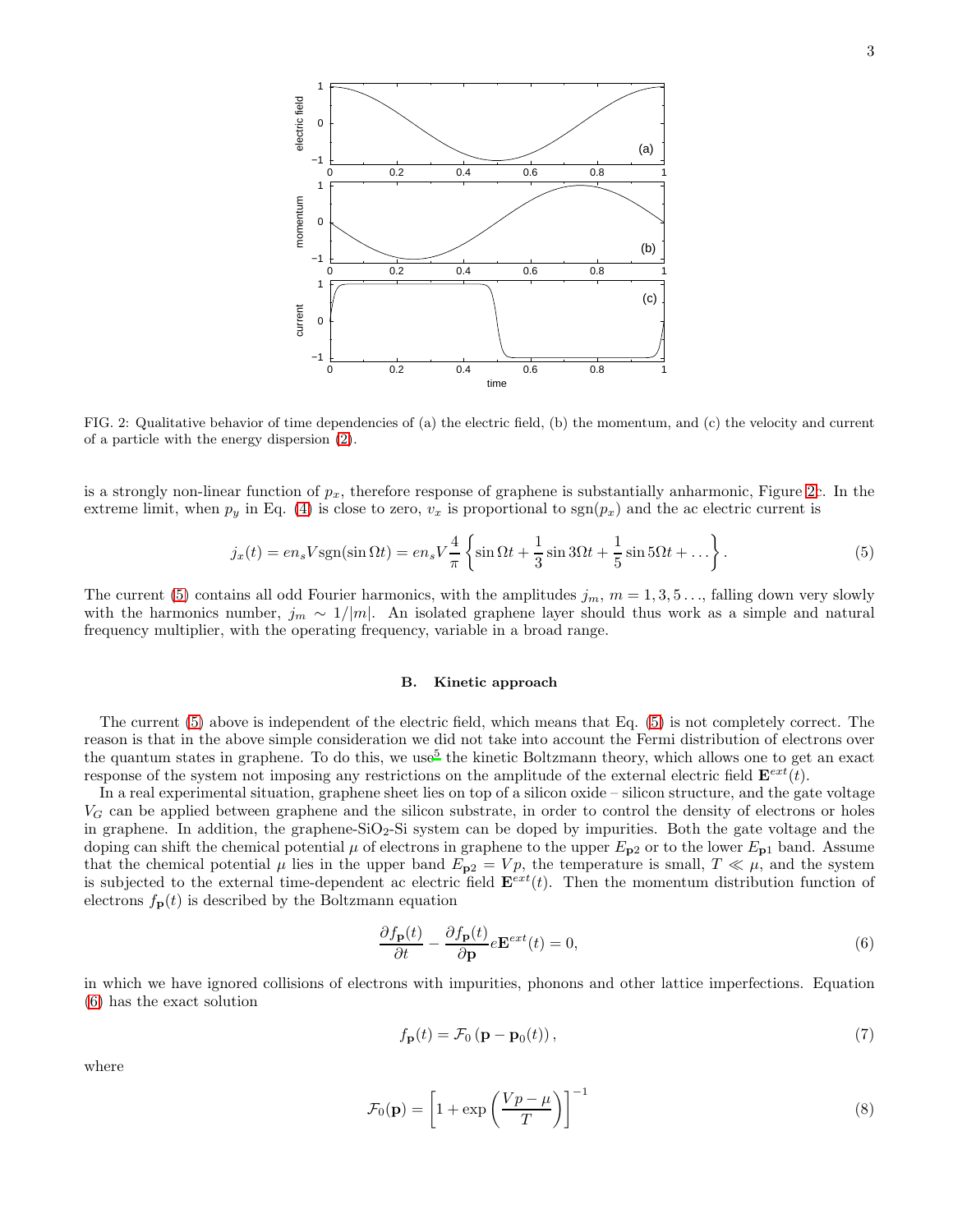FIG. 2: Qualitative behavior of time dependencies of (a) the electric field, (b) the momentum, and (c) the velocity and current of a particle with the energy dispersion (2).

is a strongly non-linear function of $p_x$, therefore response of graphene is substantially anharmonic, Figure 2c. In the extreme limit, when $p_y$ in Eq. (4) is close to zero, $v_x$ is proportional to $\mathrm{sgn}(p_x)$ and the ac electric current is

$$j_x(t) = en_sV\mathrm{sgn}(\sin\Omega t) = en_sV\frac{4}{\pi}\left\{\sin\Omega t + \frac{1}{3}\sin 3\Omega t + \frac{1}{5}\sin 5\Omega t + \dots\right\}. \tag{5}$$

The current (5) contains all odd Fourier harmonics, with the amplitudes $j_m$, $m = 1, 3, 5 \dots$, falling down very slowly with the harmonics number, $j_m \sim 1/|m|$. An isolated graphene layer should thus work as a simple and natural frequency multiplier, with the operating frequency, variable in a broad range.

### B. Kinetic approach

The current (5) above is independent of the electric field, which means that Eq. (5) is not completely correct. The reason is that in the above simple consideration we did not take into account the Fermi distribution of electrons over the quantum states in graphene. To do this, we use[5] the kinetic Boltzmann theory, which allows one to get an exact response of the system not imposing any restrictions on the amplitude of the external electric field $\mathbf{E}^{ext}(t)$.

In a real experimental situation, graphene sheet lies on top of a silicon oxide – silicon structure, and the gate voltage $V_G$ can be applied between graphene and the silicon substrate, in order to control the density of electrons or holes in graphene. In addition, the graphene-$SiO_2$-Si system can be doped by impurities. Both the gate voltage and the doping can shift the chemical potential $\mu$ of electrons in graphene to the upper $E_{\mathbf{p}2}$ or to the lower $E_{\mathbf{p}1}$ band. Assume that the chemical potential $\mu$ lies in the upper band $E_{\mathbf{p}2} = Vp$, the temperature is small, $T \ll \mu$, and the system is subjected to the external time-dependent ac electric field $\mathbf{E}^{ext}(t)$. Then the momentum distribution function of electrons $f_{\mathbf{p}}(t)$ is described by the Boltzmann equation

$$\frac{\partial f_{\mathbf{p}}(t)}{\partial t} - \frac{\partial f_{\mathbf{p}}(t)}{\partial \mathbf{p}} e\mathbf{E}^{ext}(t) = 0, \tag{6}$$

in which we have ignored collisions of electrons with impurities, phonons and other lattice imperfections. Equation (6) has the exact solution

$$f_{\mathbf{p}}(t) = \mathcal{F}_0\left(\mathbf{p} - \mathbf{p}_0(t)\right), \tag{7}$$

where

$$\mathcal{F}_0(\mathbf{p}) = \left[1 + \exp\left(\frac{Vp - \mu}{T}\right)\right]^{-1} \tag{8}$$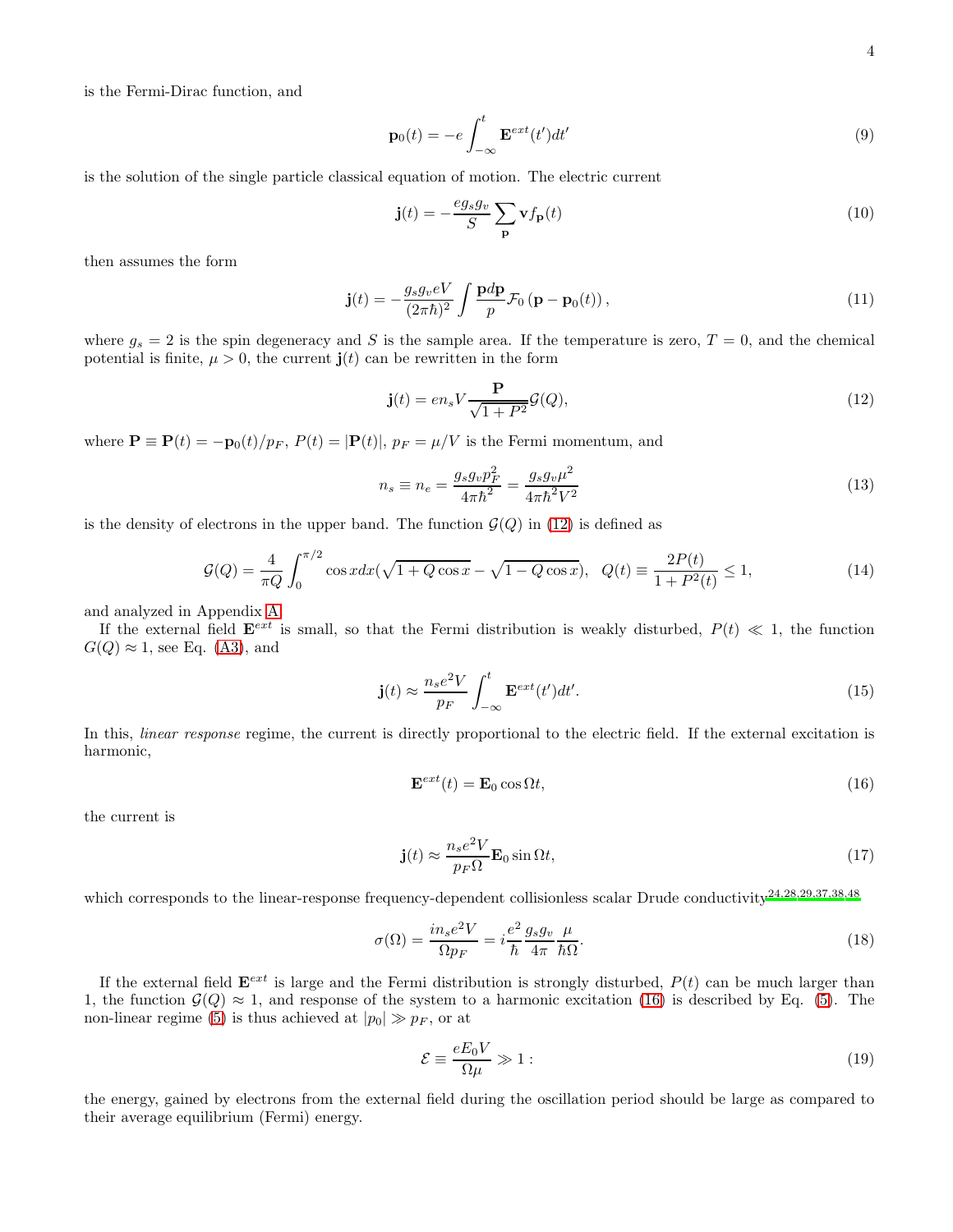is the Fermi-Dirac function, and

$$\mathbf{p}_0(t) = -e\int_{-\infty}^{t} \mathbf{E}^{ext}(t')dt' \tag{9}$$

is the solution of the single particle classical equation of motion. The electric current

$$\mathbf{j}(t) = -\frac{eg_sg_v}{S}\sum_{\mathbf{p}} \mathbf{v} f_{\mathbf{p}}(t) \tag{10}$$

then assumes the form

$$\mathbf{j}(t) = -\frac{g_sg_veV}{(2\pi\hbar)^2}\int \frac{\mathbf{p}d\mathbf{p}}{p}\mathcal{F}_0\left(\mathbf{p}-\mathbf{p}_0(t)\right), \tag{11}$$

where $g_s = 2$ is the spin degeneracy and $S$ is the sample area. If the temperature is zero, $T = 0$, and the chemical potential is finite, $\mu > 0$, the current $\mathbf{j}(t)$ can be rewritten in the form

$$\mathbf{j}(t) = en_sV\frac{\mathbf{P}}{\sqrt{1+P^2}}\mathcal{G}(Q), \tag{12}$$

where $\mathbf{P}\equiv\mathbf{P}(t) = -\mathbf{p}_0(t)/p_F$, $P(t) = |\mathbf{P}(t)|$, $p_F = \mu/V$ is the Fermi momentum, and

$$n_s \equiv n_e = \frac{g_sg_vp_F^2}{4\pi\hbar^2} = \frac{g_sg_v\mu^2}{4\pi\hbar^2V^2} \tag{13}$$

is the density of electrons in the upper band. The function $\mathcal{G}(Q)$ in (12) is defined as

$$\mathcal{G}(Q) = \frac{4}{\pi Q}\int_0^{\pi/2}\cos x dx(\sqrt{1+Q\cos x}-\sqrt{1-Q\cos x}), \quad Q(t)\equiv\frac{2P(t)}{1+P^2(t)}\le 1, \tag{14}$$

and analyzed in Appendix A.

If the external field $\mathbf{E}^{ext}$ is small, so that the Fermi distribution is weakly disturbed, $P(t) \ll 1$, the function $G(Q)\approx 1$, see Eq. (A3), and

$$\mathbf{j}(t) \approx \frac{n_se^2V}{p_F}\int_{-\infty}^{t}\mathbf{E}^{ext}(t')dt'. \tag{15}$$

In this, *linear response* regime, the current is directly proportional to the electric field. If the external excitation is harmonic,

$$\mathbf{E}^{ext}(t) = \mathbf{E}_0\cos\Omega t, \tag{16}$$

the current is

$$\mathbf{j}(t) \approx \frac{n_se^2V}{p_F\Omega}\mathbf{E}_0\sin\Omega t, \tag{17}$$

which corresponds to the linear-response frequency-dependent collisionless scalar Drude conductivity[24,28,29,37,38,48]

$$\sigma(\Omega) = \frac{in_se^2V}{\Omega p_F} = i\frac{e^2}{\hbar}\frac{g_sg_v}{4\pi}\frac{\mu}{\hbar\Omega}. \tag{18}$$

If the external field $\mathbf{E}^{ext}$ is large and the Fermi distribution is strongly disturbed, $P(t)$ can be much larger than 1, the function $\mathcal{G}(Q)\approx 1$, and response of the system to a harmonic excitation (16) is described by Eq. (5). The non-linear regime (5) is thus achieved at $|p_0| \gg p_F$, or at

$$\mathcal{E} \equiv \frac{eE_0V}{\Omega\mu} \gg 1: \tag{19}$$

the energy, gained by electrons from the external field during the oscillation period should be large as compared to their average equilibrium (Fermi) energy.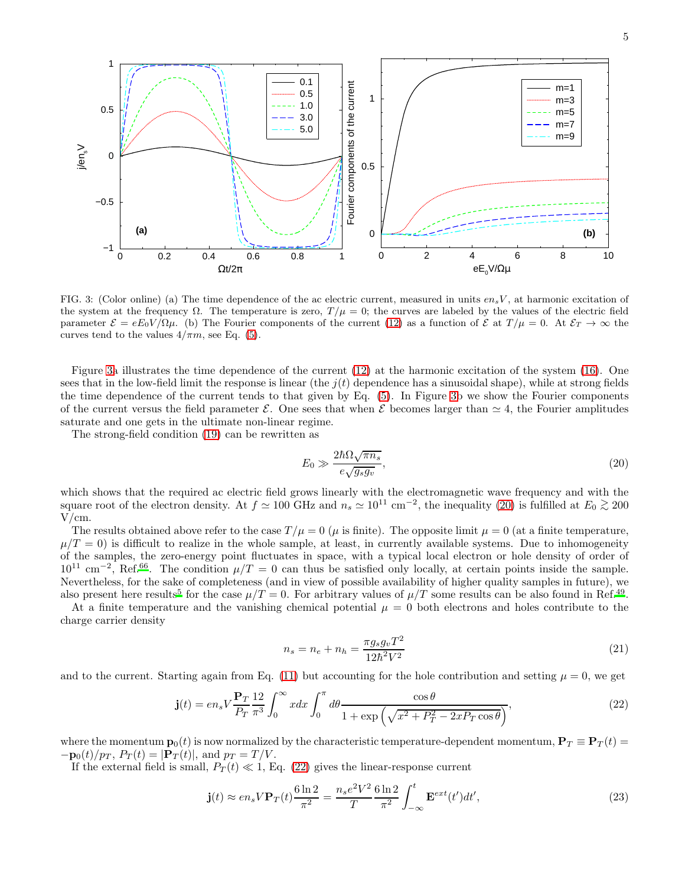FIG. 3: (Color online) (a) The time dependence of the ac electric current, measured in units $en_sV$, at harmonic excitation of the system at the frequency $\Omega$. The temperature is zero, $T/\mu = 0$; the curves are labeled by the values of the electric field parameter $\mathcal{E} = eE_0V/\Omega\mu$. (b) The Fourier components of the current (12) as a function of $\mathcal{E}$ at $T/\mu = 0$. At $\mathcal{E}_T \to \infty$ the curves tend to the values $4/\pi m$, see Eq. (5).

Figure 3a illustrates the time dependence of the current (12) at the harmonic excitation of the system (16). One sees that in the low-field limit the response is linear (the $j(t)$ dependence has a sinusoidal shape), while at strong fields the time dependence of the current tends to that given by Eq. (5). In Figure 3b we show the Fourier components of the current versus the field parameter $\mathcal{E}$. One sees that when $\mathcal{E}$ becomes larger than $\simeq 4$, the Fourier amplitudes saturate and one gets in the ultimate non-linear regime.

The strong-field condition (19) can be rewritten as

$$E_0 \gg \frac{2\hbar\Omega\sqrt{\pi n_s}}{e\sqrt{g_s g_v}}, \tag{20}$$

which shows that the required ac electric field grows linearly with the electromagnetic wave frequency and with the square root of the electron density. At $f \simeq 100$ GHz and $n_s \simeq 10^{11}$ cm$^{-2}$, the inequality (20) is fulfilled at $E_0 \gtrsim 200$ V/cm.

The results obtained above refer to the case $T/\mu = 0$ ($\mu$ is finite). The opposite limit $\mu = 0$ (at a finite temperature, $\mu/T = 0$) is difficult to realize in the whole sample, at least, in currently available systems. Due to inhomogeneity of the samples, the zero-energy point fluctuates in space, with a typical local electron or hole density of order of $10^{11}$ cm$^{-2}$, Ref.[66]. The condition $\mu/T = 0$ can thus be satisfied only locally, at certain points inside the sample. Nevertheless, for the sake of completeness (and in view of possible availability of higher quality samples in future), we also present here results[5] for the case $\mu/T = 0$. For arbitrary values of $\mu/T$ some results can be also found in Ref.[49].

At a finite temperature and the vanishing chemical potential $\mu = 0$ both electrons and holes contribute to the charge carrier density

$$n_s = n_e + n_h = \frac{\pi g_s g_v T^2}{12\hbar^2 V^2} \tag{21}$$

and to the current. Starting again from Eq. (11) but accounting for the hole contribution and setting $\mu = 0$, we get

$$\mathbf{j}(t) = en_sV\frac{\mathbf{P}_T}{P_T}\frac{12}{\pi^3}\int_0^\infty xdx\int_0^\pi d\theta\frac{\cos\theta}{1+\exp\left(\sqrt{x^2+P_T^2-2xP_T\cos\theta}\right)}, \tag{22}$$

where the momentum $\mathbf{p}_0(t)$ is now normalized by the characteristic temperature-dependent momentum, $\mathbf{P}_T \equiv \mathbf{P}_T(t) = -\mathbf{p}_0(t)/p_T$, $P_T(t) = |\mathbf{P}_T(t)|$, and $p_T = T/V$.

If the external field is small, $P_T(t) \ll 1$, Eq. (22) gives the linear-response current

$$\mathbf{j}(t) \approx en_sV\mathbf{P}_T(t)\frac{6\ln 2}{\pi^2} = \frac{n_s e^2V^2}{T}\frac{6\ln 2}{\pi^2}\int_{-\infty}^t \mathbf{E}^{ext}(t')dt', \tag{23}$$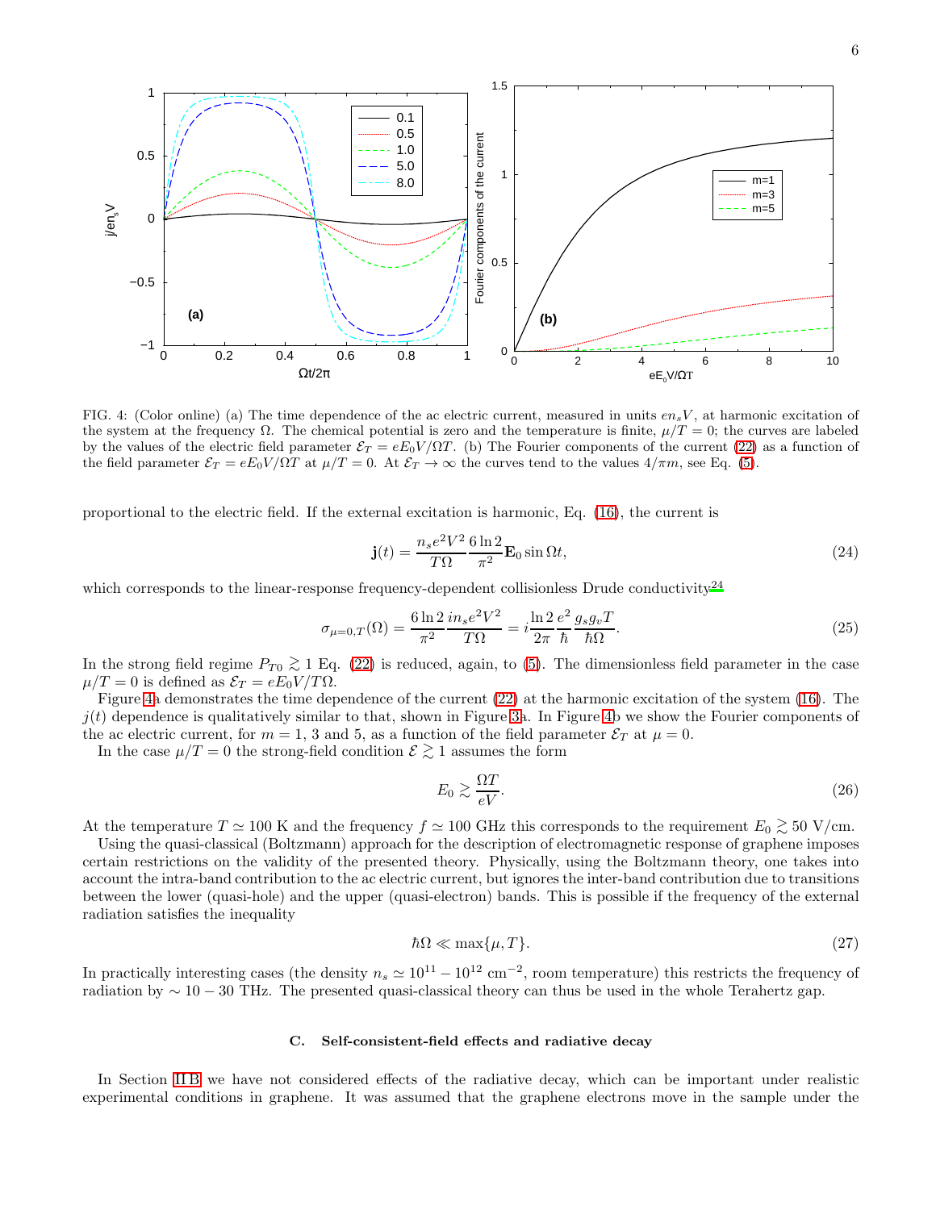FIG. 4: (Color online) (a) The time dependence of the ac electric current, measured in units $en_sV$, at harmonic excitation of the system at the frequency $\Omega$. The chemical potential is zero and the temperature is finite, $\mu/T = 0$; the curves are labeled by the values of the electric field parameter $\mathcal{E}_T = eE_0V/\Omega T$. (b) The Fourier components of the current (22) as a function of the field parameter $\mathcal{E}_T = eE_0V/\Omega T$ at $\mu/T = 0$. At $\mathcal{E}_T \to \infty$ the curves tend to the values $4/\pi m$, see Eq. (5).

proportional to the electric field. If the external excitation is harmonic, Eq. (16), the current is

$$\mathbf{j}(t) = \frac{n_s e^2 V^2}{T\Omega}\frac{6\ln 2}{\pi^2}\mathbf{E}_0 \sin \Omega t, \tag{24}$$

which corresponds to the linear-response frequency-dependent collisionless Drude conductivity[24]

$$\sigma_{\mu=0,T}(\Omega) = \frac{6\ln 2}{\pi^2}\frac{in_s e^2 V^2}{T\Omega} = i\frac{\ln 2}{2\pi}\frac{e^2}{\hbar}\frac{g_s g_v T}{\hbar\Omega}. \tag{25}$$

In the strong field regime $P_{T0} \gtrsim 1$ Eq. (22) is reduced, again, to (5). The dimensionless field parameter in the case $\mu/T = 0$ is defined as $\mathcal{E}_T = eE_0V/T\Omega$.

Figure 4a demonstrates the time dependence of the current (22) at the harmonic excitation of the system (16). The $j(t)$ dependence is qualitatively similar to that, shown in Figure 3a. In Figure 4b we show the Fourier components of the ac electric current, for $m = 1$, 3 and 5, as a function of the field parameter $\mathcal{E}_T$ at $\mu = 0$.

In the case $\mu/T = 0$ the strong-field condition $\mathcal{E} \gtrsim 1$ assumes the form

$$E_0 \gtrsim \frac{\Omega T}{eV}. \tag{26}$$

At the temperature $T \simeq 100$ K and the frequency $f \simeq 100$ GHz this corresponds to the requirement $E_0 \gtrsim 50$ V/cm.

Using the quasi-classical (Boltzmann) approach for the description of electromagnetic response of graphene imposes certain restrictions on the validity of the presented theory. Physically, using the Boltzmann theory, one takes into account the intra-band contribution to the ac electric current, but ignores the inter-band contribution due to transitions between the lower (quasi-hole) and the upper (quasi-electron) bands. This is possible if the frequency of the external radiation satisfies the inequality

$$\hbar\Omega \ll \max\{\mu, T\}. \tag{27}$$

In practically interesting cases (the density $n_s \simeq 10^{11} - 10^{12}$ cm$^{-2}$, room temperature) this restricts the frequency of radiation by $\sim 10 - 30$ THz. The presented quasi-classical theory can thus be used in the whole Terahertz gap.

### C. Self-consistent-field effects and radiative decay

In Section II B we have not considered effects of the radiative decay, which can be important under realistic experimental conditions in graphene. It was assumed that the graphene electrons move in the sample under the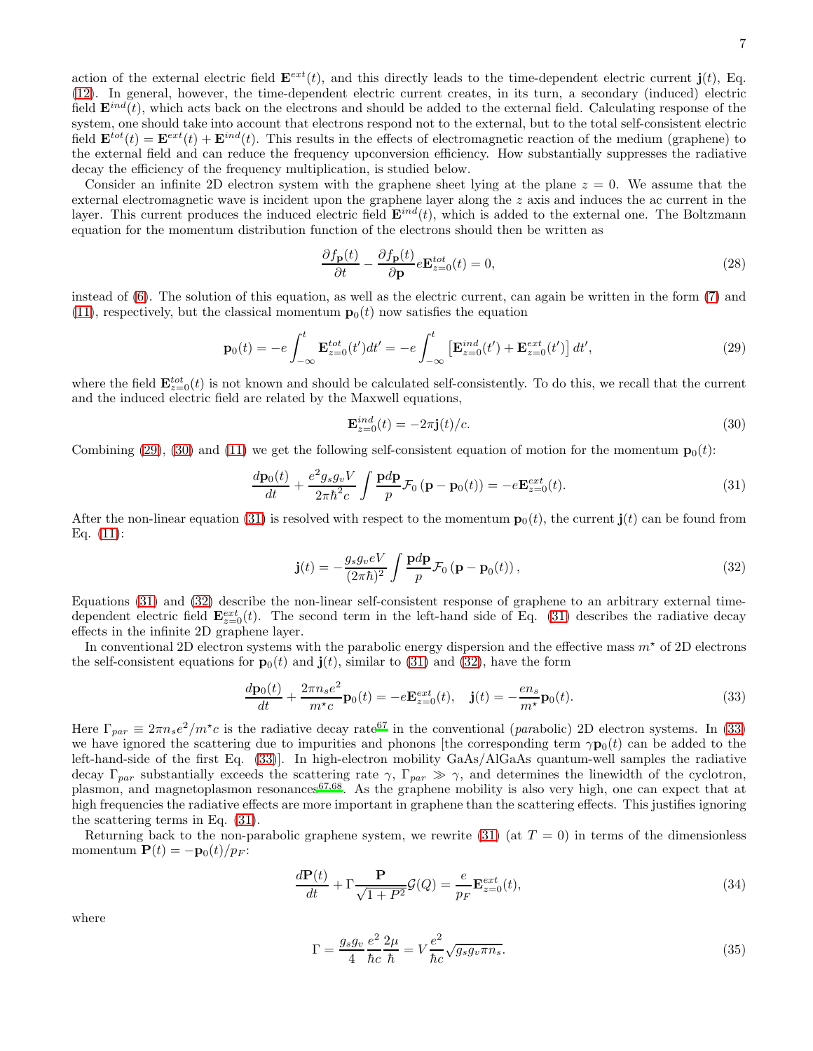action of the external electric field $\mathbf{E}^{ext}(t)$, and this directly leads to the time-dependent electric current $\mathbf{j}(t)$, Eq. (12). In general, however, the time-dependent electric current creates, in its turn, a secondary (induced) electric field $\mathbf{E}^{ind}(t)$, which acts back on the electrons and should be added to the external field. Calculating response of the system, one should take into account that electrons respond not to the external, but to the total self-consistent electric field $\mathbf{E}^{tot}(t) = \mathbf{E}^{ext}(t) + \mathbf{E}^{ind}(t)$. This results in the effects of electromagnetic reaction of the medium (graphene) to the external field and can reduce the frequency upconversion efficiency. How substantially suppresses the radiative decay the efficiency of the frequency multiplication, is studied below.

Consider an infinite 2D electron system with the graphene sheet lying at the plane $z = 0$. We assume that the external electromagnetic wave is incident upon the graphene layer along the $z$ axis and induces the ac current in the layer. This current produces the induced electric field $\mathbf{E}^{ind}(t)$, which is added to the external one. The Boltzmann equation for the momentum distribution function of the electrons should then be written as

$$\frac{\partial f_{\mathbf{p}}(t)}{\partial t} - \frac{\partial f_{\mathbf{p}}(t)}{\partial \mathbf{p}} e\mathbf{E}^{tot}_{z=0}(t) = 0, \tag{28}$$

instead of (6). The solution of this equation, as well as the electric current, can again be written in the form (7) and (11), respectively, but the classical momentum $\mathbf{p}_0(t)$ now satisfies the equation

$$\mathbf{p}_0(t) = -e\int_{-\infty}^{t} \mathbf{E}^{tot}_{z=0}(t')dt' = -e\int_{-\infty}^{t} \left[\mathbf{E}^{ind}_{z=0}(t') + \mathbf{E}^{ext}_{z=0}(t')\right] dt', \tag{29}$$

where the field $\mathbf{E}^{tot}_{z=0}(t)$ is not known and should be calculated self-consistently. To do this, we recall that the current and the induced electric field are related by the Maxwell equations,

$$\mathbf{E}^{ind}_{z=0}(t) = -2\pi \mathbf{j}(t)/c. \tag{30}$$

Combining (29), (30) and (11) we get the following self-consistent equation of motion for the momentum $\mathbf{p}_0(t)$:

$$\frac{d\mathbf{p}_0(t)}{dt} + \frac{e^2 g_s g_v V}{2\pi\hbar^2 c}\int \frac{\mathbf{p}d\mathbf{p}}{p}\mathcal{F}_0\left(\mathbf{p} - \mathbf{p}_0(t)\right) = -e\mathbf{E}^{ext}_{z=0}(t). \tag{31}$$

After the non-linear equation (31) is resolved with respect to the momentum $\mathbf{p}_0(t)$, the current $\mathbf{j}(t)$ can be found from Eq. (11):

$$\mathbf{j}(t) = -\frac{g_s g_v eV}{(2\pi\hbar)^2}\int \frac{\mathbf{p}d\mathbf{p}}{p}\mathcal{F}_0\left(\mathbf{p} - \mathbf{p}_0(t)\right), \tag{32}$$

Equations (31) and (32) describe the non-linear self-consistent response of graphene to an arbitrary external time-dependent electric field $\mathbf{E}^{ext}_{z=0}(t)$. The second term in the left-hand side of Eq. (31) describes the radiative decay effects in the infinite 2D graphene layer.

In conventional 2D electron systems with the parabolic energy dispersion and the effective mass $m^\star$ of 2D electrons the self-consistent equations for $\mathbf{p}_0(t)$ and $\mathbf{j}(t)$, similar to (31) and (32), have the form

$$\frac{d\mathbf{p}_0(t)}{dt} + \frac{2\pi n_s e^2}{m^\star c}\mathbf{p}_0(t) = -e\mathbf{E}^{ext}_{z=0}(t), \quad \mathbf{j}(t) = -\frac{en_s}{m^\star}\mathbf{p}_0(t). \tag{33}$$

Here $\Gamma_{par} \equiv 2\pi n_s e^2/m^\star c$ is the radiative decay rate[67] in the conventional (*par*abolic) 2D electron systems. In (33) we have ignored the scattering due to impurities and phonons [the corresponding term $\gamma\mathbf{p}_0(t)$ can be added to the left-hand-side of the first Eq. (33)]. In high-electron mobility GaAs/AlGaAs quantum-well samples the radiative decay $\Gamma_{par}$ substantially exceeds the scattering rate $\gamma$, $\Gamma_{par} \gg \gamma$, and determines the linewidth of the cyclotron, plasmon, and magnetoplasmon resonances[67,68]. As the graphene mobility is also very high, one can expect that at high frequencies the radiative effects are more important in graphene than the scattering effects. This justifies ignoring the scattering terms in Eq. (31).

Returning back to the non-parabolic graphene system, we rewrite (31) (at $T = 0$) in terms of the dimensionless momentum $\mathbf{P}(t) = -\mathbf{p}_0(t)/p_F$:

$$\frac{d\mathbf{P}(t)}{dt} + \Gamma\frac{\mathbf{P}}{\sqrt{1+P^2}}\mathcal{G}(Q) = \frac{e}{p_F}\mathbf{E}^{ext}_{z=0}(t), \tag{34}$$

where

$$\Gamma = \frac{g_s g_v}{4}\frac{e^2}{\hbar c}\frac{2\mu}{\hbar} = V\frac{e^2}{\hbar c}\sqrt{g_s g_v \pi n_s}. \tag{35}$$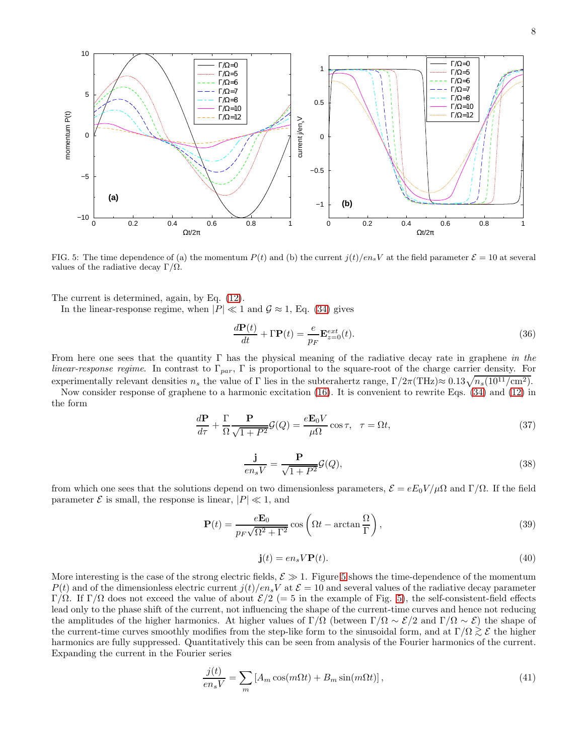FIG. 5: The time dependence of (a) the momentum $P(t)$ and (b) the current $j(t)/en_sV$ at the field parameter $\mathcal{E} = 10$ at several values of the radiative decay $\Gamma/\Omega$.

The current is determined, again, by Eq. (12).

In the linear-response regime, when $|P| \ll 1$ and $\mathcal{G} \approx 1$, Eq. (34) gives

$$\frac{d\mathbf{P}(t)}{dt} + \Gamma \mathbf{P}(t) = \frac{e}{p_F}\mathbf{E}^{ext}_{z=0}(t). \tag{36}$$

From here one sees that the quantity $\Gamma$ has the physical meaning of the radiative decay rate in graphene *in the linear-response regime*. In contrast to $\Gamma_{par}$, $\Gamma$ is proportional to the square-root of the charge carrier density. For experimentally relevant densities $n_s$ the value of $\Gamma$ lies in the subterahertz range, $\Gamma/2\pi(\text{THz}) \approx 0.13\sqrt{n_s(10^{11}/\text{cm}^2)}$.

Now consider response of graphene to a harmonic excitation (16). It is convenient to rewrite Eqs. (34) and (12) in the form

$$\frac{d\mathbf{P}}{d\tau} + \frac{\Gamma}{\Omega}\frac{\mathbf{P}}{\sqrt{1+P^2}}\mathcal{G}(Q) = \frac{e\mathbf{E}_0 V}{\mu\Omega}\cos\tau, \quad \tau = \Omega t, \tag{37}$$

$$\frac{\mathbf{j}}{en_sV} = \frac{\mathbf{P}}{\sqrt{1+P^2}}\mathcal{G}(Q), \tag{38}$$

from which one sees that the solutions depend on two dimensionless parameters, $\mathcal{E} = eE_0V/\mu\Omega$ and $\Gamma/\Omega$. If the field parameter $\mathcal{E}$ is small, the response is linear, $|P| \ll 1$, and

$$\mathbf{P}(t) = \frac{e\mathbf{E}_0}{p_F\sqrt{\Omega^2+\Gamma^2}}\cos\left(\Omega t - \arctan\frac{\Omega}{\Gamma}\right), \tag{39}$$

$$\mathbf{j}(t) = en_sV\mathbf{P}(t). \tag{40}$$

More interesting is the case of the strong electric fields, $\mathcal{E} \gg 1$. Figure 5 shows the time-dependence of the momentum $P(t)$ and of the dimensionless electric current $j(t)/en_sV$ at $\mathcal{E} = 10$ and several values of the radiative decay parameter $\Gamma/\Omega$. If $\Gamma/\Omega$ does not exceed the value of about $\mathcal{E}/2$ (= 5 in the example of Fig. 5), the self-consistent-field effects lead only to the phase shift of the current, not influencing the shape of the current-time curves and hence not reducing the amplitudes of the higher harmonics. At higher values of $\Gamma/\Omega$ (between $\Gamma/\Omega \sim \mathcal{E}/2$ and $\Gamma/\Omega \sim \mathcal{E}$) the shape of the current-time curves smoothly modifies from the step-like form to the sinusoidal form, and at $\Gamma/\Omega \gtrsim \mathcal{E}$ the higher harmonics are fully suppressed. Quantitatively this can be seen from analysis of the Fourier harmonics of the current. Expanding the current in the Fourier series

$$\frac{j(t)}{en_sV} = \sum_m \left[A_m\cos(m\Omega t) + B_m\sin(m\Omega t)\right], \tag{41}$$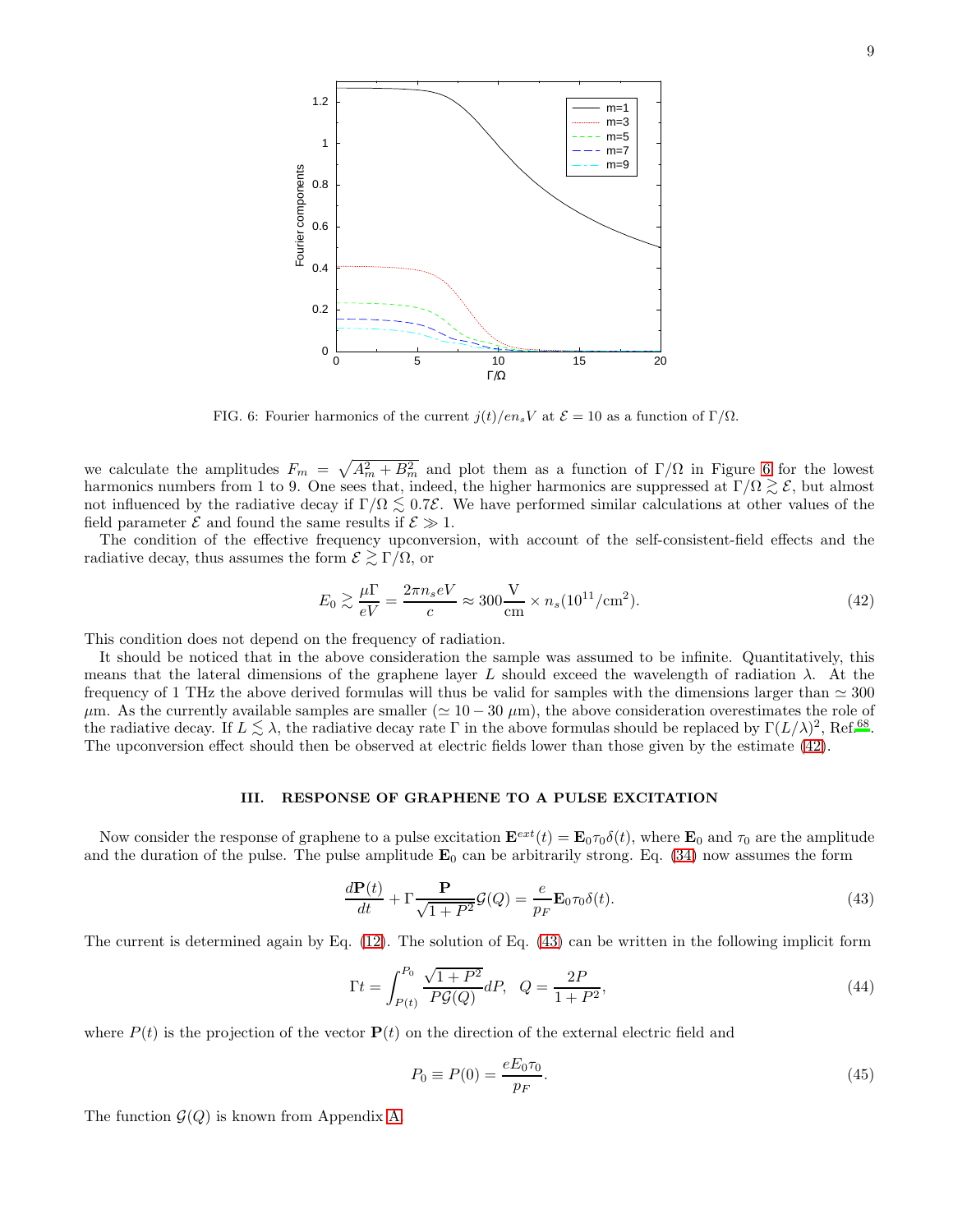FIG. 6: Fourier harmonics of the current $j(t)/en_sV$ at $\mathcal{E} = 10$ as a function of $\Gamma/\Omega$.

we calculate the amplitudes $F_m = \sqrt{A_m^2 + B_m^2}$ and plot them as a function of $\Gamma/\Omega$ in Figure 6 for the lowest harmonics numbers from 1 to 9. One sees that, indeed, the higher harmonics are suppressed at $\Gamma/\Omega \gtrsim \mathcal{E}$, but almost not influenced by the radiative decay if $\Gamma/\Omega \lesssim 0.7\mathcal{E}$. We have performed similar calculations at other values of the field parameter $\mathcal{E}$ and found the same results if $\mathcal{E} \gg 1$.

The condition of the effective frequency upconversion, with account of the self-consistent-field effects and the radiative decay, thus assumes the form $\mathcal{E} \gtrsim \Gamma/\Omega$, or

$$E_0 \gtrsim \frac{\mu\Gamma}{eV} = \frac{2\pi n_s eV}{c} \approx 300\frac{\text{V}}{\text{cm}} \times n_s(10^{11}/\text{cm}^2). \tag{42}$$

This condition does not depend on the frequency of radiation.

It should be noticed that in the above consideration the sample was assumed to be infinite. Quantitatively, this means that the lateral dimensions of the graphene layer $L$ should exceed the wavelength of radiation $\lambda$. At the frequency of 1 THz the above derived formulas will thus be valid for samples with the dimensions larger than $\simeq 300$ $\mu$m. As the currently available samples are smaller ($\simeq 10-30$ $\mu$m), the above consideration overestimates the role of the radiative decay. If $L \lesssim \lambda$, the radiative decay rate $\Gamma$ in the above formulas should be replaced by $\Gamma(L/\lambda)^2$, Ref.[68]. The upconversion effect should then be observed at electric fields lower than those given by the estimate (42).

## III. RESPONSE OF GRAPHENE TO A PULSE EXCITATION

Now consider the response of graphene to a pulse excitation $\mathbf{E}^{ext}(t) = \mathbf{E}_0\tau_0\delta(t)$, where $\mathbf{E}_0$ and $\tau_0$ are the amplitude and the duration of the pulse. The pulse amplitude $\mathbf{E}_0$ can be arbitrarily strong. Eq. (34) now assumes the form

$$\frac{d\mathbf{P}(t)}{dt} + \Gamma\frac{\mathbf{P}}{\sqrt{1+P^2}}\mathcal{G}(Q) = \frac{e}{p_F}\mathbf{E}_0\tau_0\delta(t). \tag{43}$$

The current is determined again by Eq. (12). The solution of Eq. (43) can be written in the following implicit form

$$\Gamma t = \int_{P(t)}^{P_0} \frac{\sqrt{1+P^2}}{P\mathcal{G}(Q)}dP, \quad Q = \frac{2P}{1+P^2}, \tag{44}$$

where $P(t)$ is the projection of the vector $\mathbf{P}(t)$ on the direction of the external electric field and

$$P_0 \equiv P(0) = \frac{eE_0\tau_0}{p_F}. \tag{45}$$

The function $\mathcal{G}(Q)$ is known from Appendix A.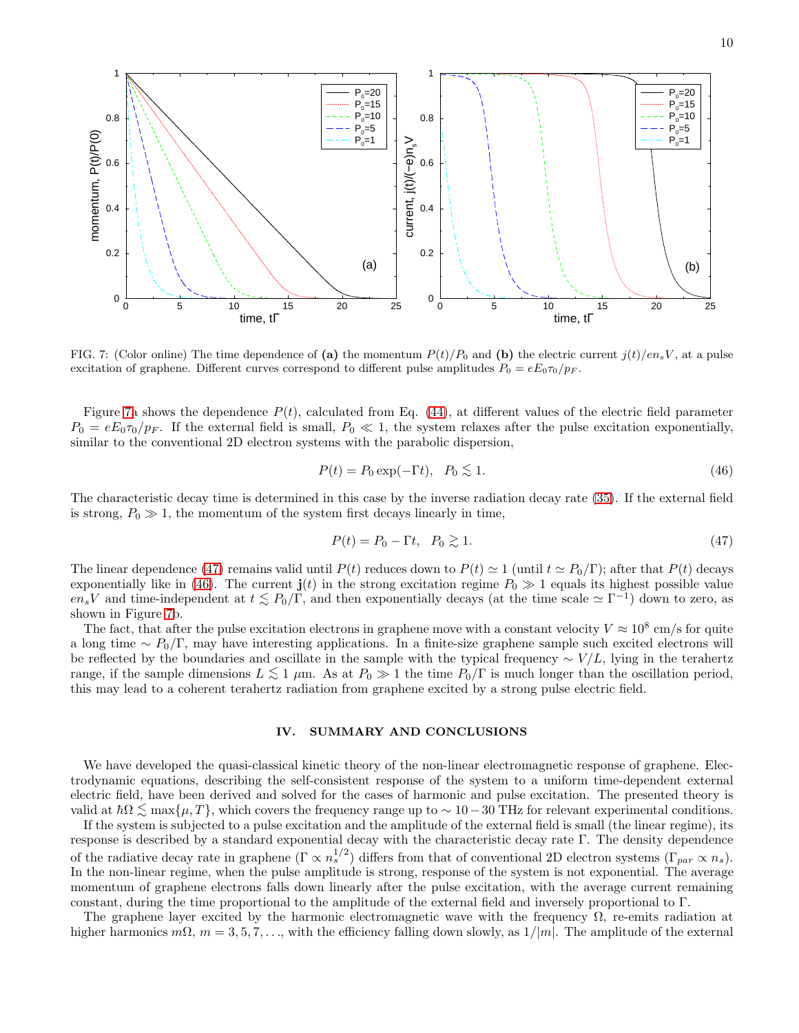FIG. 7: (Color online) The time dependence of **(a)** the momentum $P(t)/P_0$ and **(b)** the electric current $j(t)/en_sV$, at a pulse excitation of graphene. Different curves correspond to different pulse amplitudes $P_0 = eE_0\tau_0/p_F$.

Figure 7a shows the dependence $P(t)$, calculated from Eq. (44), at different values of the electric field parameter $P_0 = eE_0\tau_0/p_F$. If the external field is small, $P_0 \ll 1$, the system relaxes after the pulse excitation exponentially, similar to the conventional 2D electron systems with the parabolic dispersion,

$$P(t) = P_0 \exp(-\Gamma t), \quad P_0 \lesssim 1. \tag{46}$$

The characteristic decay time is determined in this case by the inverse radiation decay rate (35). If the external field is strong, $P_0 \gg 1$, the momentum of the system first decays linearly in time,

$$P(t) = P_0 - \Gamma t, \quad P_0 \gtrsim 1. \tag{47}$$

The linear dependence (47) remains valid until $P(t)$ reduces down to $P(t) \simeq 1$ (until $t \simeq P_0/\Gamma$); after that $P(t)$ decays exponentially like in (46). The current $\mathbf{j}(t)$ in the strong excitation regime $P_0 \gg 1$ equals its highest possible value $en_sV$ and time-independent at $t \lesssim P_0/\Gamma$, and then exponentially decays (at the time scale $\simeq \Gamma^{-1}$) down to zero, as shown in Figure 7b.

The fact, that after the pulse excitation electrons in graphene move with a constant velocity $V \approx 10^8$ cm/s for quite a long time $\sim P_0/\Gamma$, may have interesting applications. In a finite-size graphene sample such excited electrons will be reflected by the boundaries and oscillate in the sample with the typical frequency $\sim V/L$, lying in the terahertz range, if the sample dimensions $L \lesssim 1$ $\mu$m. As at $P_0 \gg 1$ the time $P_0/\Gamma$ is much longer than the oscillation period, this may lead to a coherent terahertz radiation from graphene excited by a strong pulse electric field.

## IV. SUMMARY AND CONCLUSIONS

We have developed the quasi-classical kinetic theory of the non-linear electromagnetic response of graphene. Electrodynamic equations, describing the self-consistent response of the system to a uniform time-dependent external electric field, have been derived and solved for the cases of harmonic and pulse excitation. The presented theory is valid at $\hbar\Omega \lesssim \max\{\mu, T\}$, which covers the frequency range up to $\sim 10-30$ THz for relevant experimental conditions.

If the system is subjected to a pulse excitation and the amplitude of the external field is small (the linear regime), its response is described by a standard exponential decay with the characteristic decay rate $\Gamma$. The density dependence of the radiative decay rate in graphene ($\Gamma \propto n_s^{1/2}$) differs from that of conventional 2D electron systems ($\Gamma_{par} \propto n_s$). In the non-linear regime, when the pulse amplitude is strong, response of the system is not exponential. The average momentum of graphene electrons falls down linearly after the pulse excitation, with the average current remaining constant, during the time proportional to the amplitude of the external field and inversely proportional to $\Gamma$.

The graphene layer excited by the harmonic electromagnetic wave with the frequency $\Omega$, re-emits radiation at higher harmonics $m\Omega$, $m = 3, 5, 7, \ldots$, with the efficiency falling down slowly, as $1/|m|$. The amplitude of the external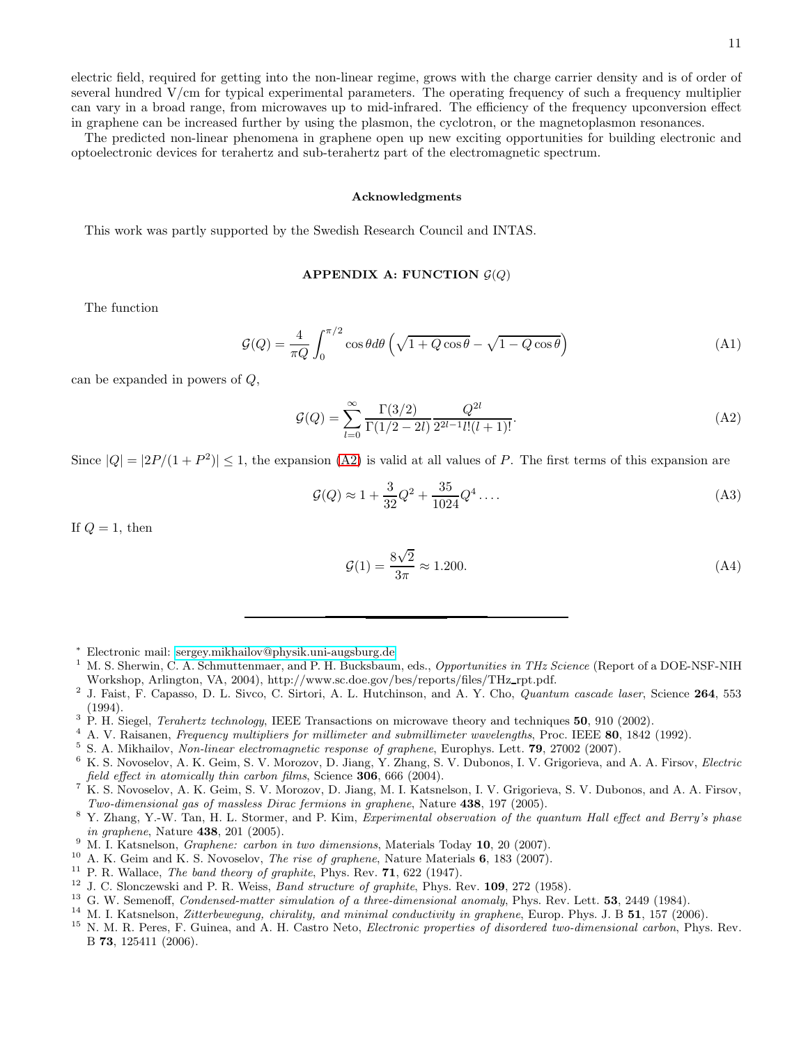electric field, required for getting into the non-linear regime, grows with the charge carrier density and is of order of several hundred V/cm for typical experimental parameters. The operating frequency of such a frequency multiplier can vary in a broad range, from microwaves up to mid-infrared. The efficiency of the frequency upconversion effect in graphene can be increased further by using the plasmon, the cyclotron, or the magnetoplasmon resonances.

The predicted non-linear phenomena in graphene open up new exciting opportunities for building electronic and optoelectronic devices for terahertz and sub-terahertz part of the electromagnetic spectrum.

### Acknowledgments

This work was partly supported by the Swedish Research Council and INTAS.

## APPENDIX A: FUNCTION $\mathcal{G}(Q)$

The function

$$\mathcal{G}(Q) = \frac{4}{\pi Q}\int_0^{\pi/2} \cos\theta d\theta \left(\sqrt{1+Q\cos\theta} - \sqrt{1-Q\cos\theta}\right) \tag{A1}$$

can be expanded in powers of $Q$,

$$\mathcal{G}(Q) = \sum_{l=0}^{\infty} \frac{\Gamma(3/2)}{\Gamma(1/2-2l)} \frac{Q^{2l}}{2^{2l-1} l!(l+1)!}. \tag{A2}$$

Since $|Q| = |2P/(1+P^2)| \le 1$, the expansion (A2) is valid at all values of $P$. The first terms of this expansion are

$$\mathcal{G}(Q) \approx 1 + \frac{3}{32}Q^2 + \frac{35}{1024}Q^4 \ldots. \tag{A3}$$

If $Q = 1$, then

$$\mathcal{G}(1) = \frac{8\sqrt{2}}{3\pi} \approx 1.200. \tag{A4}$$

---

[*] Electronic mail: sergey.mikhailov@physik.uni-augsburg.de

[1] M. S. Sherwin, C. A. Schmuttenmaer, and P. H. Bucksbaum, eds., *Opportunities in THz Science* (Report of a DOE-NSF-NIH Workshop, Arlington, VA, 2004), http://www.sc.doe.gov/bes/reports/files/THz_rpt.pdf.

[2] J. Faist, F. Capasso, D. L. Sivco, C. Sirtori, A. L. Hutchinson, and A. Y. Cho, *Quantum cascade laser*, Science **264**, 553 (1994).

[3] P. H. Siegel, *Terahertz technology*, IEEE Transactions on microwave theory and techniques **50**, 910 (2002).

[4] A. V. Raisanen, *Frequency multipliers for millimeter and submillimeter wavelengths*, Proc. IEEE **80**, 1842 (1992).

[5] S. A. Mikhailov, *Non-linear electromagnetic response of graphene*, Europhys. Lett. **79**, 27002 (2007).

[6] K. S. Novoselov, A. K. Geim, S. V. Morozov, D. Jiang, Y. Zhang, S. V. Dubonos, I. V. Grigorieva, and A. A. Firsov, *Electric field effect in atomically thin carbon films*, Science **306**, 666 (2004).

[7] K. S. Novoselov, A. K. Geim, S. V. Morozov, D. Jiang, M. I. Katsnelson, I. V. Grigorieva, S. V. Dubonos, and A. A. Firsov, *Two-dimensional gas of massless Dirac fermions in graphene*, Nature **438**, 197 (2005).

[8] Y. Zhang, Y.-W. Tan, H. L. Stormer, and P. Kim, *Experimental observation of the quantum Hall effect and Berry's phase in graphene*, Nature **438**, 201 (2005).

[9] M. I. Katsnelson, *Graphene: carbon in two dimensions*, Materials Today **10**, 20 (2007).

[10] A. K. Geim and K. S. Novoselov, *The rise of graphene*, Nature Materials **6**, 183 (2007).

[11] P. R. Wallace, *The band theory of graphite*, Phys. Rev. **71**, 622 (1947).

[12] J. C. Slonczewski and P. R. Weiss, *Band structure of graphite*, Phys. Rev. **109**, 272 (1958).

[13] G. W. Semenoff, *Condensed-matter simulation of a three-dimensional anomaly*, Phys. Rev. Lett. **53**, 2449 (1984).

[14] M. I. Katsnelson, *Zitterbewegung, chirality, and minimal conductivity in graphene*, Europ. Phys. J. B **51**, 157 (2006).

[15] N. M. R. Peres, F. Guinea, and A. H. Castro Neto, *Electronic properties of disordered two-dimensional carbon*, Phys. Rev. B **73**, 125411 (2006).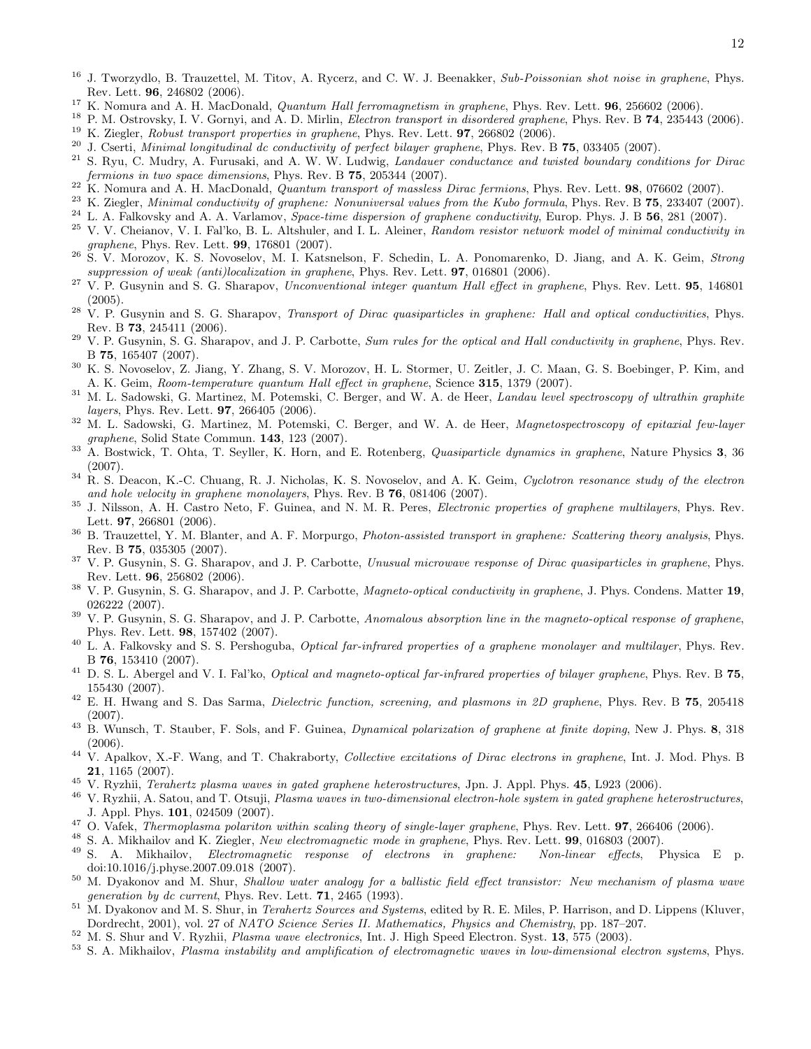[16] J. Tworzydlo, B. Trauzettel, M. Titov, A. Rycerz, and C. W. J. Beenakker, *Sub-Poissonian shot noise in graphene*, Phys. Rev. Lett. **96**, 246802 (2006).

[17] K. Nomura and A. H. MacDonald, *Quantum Hall ferromagnetism in graphene*, Phys. Rev. Lett. **96**, 256602 (2006).

[18] P. M. Ostrovsky, I. V. Gornyi, and A. D. Mirlin, *Electron transport in disordered graphene*, Phys. Rev. B **74**, 235443 (2006).

[19] K. Ziegler, *Robust transport properties in graphene*, Phys. Rev. Lett. **97**, 266802 (2006).

[20] J. Cserti, *Minimal longitudinal dc conductivity of perfect bilayer graphene*, Phys. Rev. B **75**, 033405 (2007).

[21] S. Ryu, C. Mudry, A. Furusaki, and A. W. W. Ludwig, *Landauer conductance and twisted boundary conditions for Dirac fermions in two space dimensions*, Phys. Rev. B **75**, 205344 (2007).

[22] K. Nomura and A. H. MacDonald, *Quantum transport of massless Dirac fermions*, Phys. Rev. Lett. **98**, 076602 (2007).

[23] K. Ziegler, *Minimal conductivity of graphene: Nonuniversal values from the Kubo formula*, Phys. Rev. B **75**, 233407 (2007).

[24] L. A. Falkovsky and A. A. Varlamov, *Space-time dispersion of graphene conductivity*, Europ. Phys. J. B **56**, 281 (2007).

[25] V. V. Cheianov, V. I. Fal'ko, B. L. Altshuler, and I. L. Aleiner, *Random resistor network model of minimal conductivity in graphene*, Phys. Rev. Lett. **99**, 176801 (2007).

[26] S. V. Morozov, K. S. Novoselov, M. I. Katsnelson, F. Schedin, L. A. Ponomarenko, D. Jiang, and A. K. Geim, *Strong suppression of weak (anti)localization in graphene*, Phys. Rev. Lett. **97**, 016801 (2006).

[27] V. P. Gusynin and S. G. Sharapov, *Unconventional integer quantum Hall effect in graphene*, Phys. Rev. Lett. **95**, 146801 (2005).

[28] V. P. Gusynin and S. G. Sharapov, *Transport of Dirac quasiparticles in graphene: Hall and optical conductivities*, Phys. Rev. B **73**, 245411 (2006).

[29] V. P. Gusynin, S. G. Sharapov, and J. P. Carbotte, *Sum rules for the optical and Hall conductivity in graphene*, Phys. Rev. B **75**, 165407 (2007).

[30] K. S. Novoselov, Z. Jiang, Y. Zhang, S. V. Morozov, H. L. Stormer, U. Zeitler, J. C. Maan, G. S. Boebinger, P. Kim, and A. K. Geim, *Room-temperature quantum Hall effect in graphene*, Science **315**, 1379 (2007).

[31] M. L. Sadowski, G. Martinez, M. Potemski, C. Berger, and W. A. de Heer, *Landau level spectroscopy of ultrathin graphite layers*, Phys. Rev. Lett. **97**, 266405 (2006).

[32] M. L. Sadowski, G. Martinez, M. Potemski, C. Berger, and W. A. de Heer, *Magnetospectroscopy of epitaxial few-layer graphene*, Solid State Commun. **143**, 123 (2007).

[33] A. Bostwick, T. Ohta, T. Seyller, K. Horn, and E. Rotenberg, *Quasiparticle dynamics in graphene*, Nature Physics **3**, 36 (2007).

[34] R. S. Deacon, K.-C. Chuang, R. J. Nicholas, K. S. Novoselov, and A. K. Geim, *Cyclotron resonance study of the electron and hole velocity in graphene monolayers*, Phys. Rev. B **76**, 081406 (2007).

[35] J. Nilsson, A. H. Castro Neto, F. Guinea, and N. M. R. Peres, *Electronic properties of graphene multilayers*, Phys. Rev. Lett. **97**, 266801 (2006).

[36] B. Trauzettel, Y. M. Blanter, and A. F. Morpurgo, *Photon-assisted transport in graphene: Scattering theory analysis*, Phys. Rev. B **75**, 035305 (2007).

[37] V. P. Gusynin, S. G. Sharapov, and J. P. Carbotte, *Unusual microwave response of Dirac quasiparticles in graphene*, Phys. Rev. Lett. **96**, 256802 (2006).

[38] V. P. Gusynin, S. G. Sharapov, and J. P. Carbotte, *Magneto-optical conductivity in graphene*, J. Phys. Condens. Matter **19**, 026222 (2007).

[39] V. P. Gusynin, S. G. Sharapov, and J. P. Carbotte, *Anomalous absorption line in the magneto-optical response of graphene*, Phys. Rev. Lett. **98**, 157402 (2007).

[40] L. A. Falkovsky and S. S. Pershoguba, *Optical far-infrared properties of a graphene monolayer and multilayer*, Phys. Rev. B **76**, 153410 (2007).

[41] D. S. L. Abergel and V. I. Fal'ko, *Optical and magneto-optical far-infrared properties of bilayer graphene*, Phys. Rev. B **75**, 155430 (2007).

[42] E. H. Hwang and S. Das Sarma, *Dielectric function, screening, and plasmons in 2D graphene*, Phys. Rev. B **75**, 205418 (2007).

[43] B. Wunsch, T. Stauber, F. Sols, and F. Guinea, *Dynamical polarization of graphene at finite doping*, New J. Phys. **8**, 318 (2006).

[44] V. Apalkov, X.-F. Wang, and T. Chakraborty, *Collective excitations of Dirac electrons in graphene*, Int. J. Mod. Phys. B **21**, 1165 (2007).

[45] V. Ryzhii, *Terahertz plasma waves in gated graphene heterostructures*, Jpn. J. Appl. Phys. **45**, L923 (2006).

[46] V. Ryzhii, A. Satou, and T. Otsuji, *Plasma waves in two-dimensional electron-hole system in gated graphene heterostructures*, J. Appl. Phys. **101**, 024509 (2007).

[47] O. Vafek, *Thermoplasma polariton within scaling theory of single-layer graphene*, Phys. Rev. Lett. **97**, 266406 (2006).

[48] S. A. Mikhailov and K. Ziegler, *New electromagnetic mode in graphene*, Phys. Rev. Lett. **99**, 016803 (2007).

[49] S. A. Mikhailov, *Electromagnetic response of electrons in graphene: Non-linear effects*, Physica E p. doi:10.1016/j.physe.2007.09.018 (2007).

[50] M. Dyakonov and M. Shur, *Shallow water analogy for a ballistic field effect transistor: New mechanism of plasma wave generation by dc current*, Phys. Rev. Lett. **71**, 2465 (1993).

[51] M. Dyakonov and M. S. Shur, in *Terahertz Sources and Systems*, edited by R. E. Miles, P. Harrison, and D. Lippens (Kluver, Dordrecht, 2001), vol. 27 of *NATO Science Series II. Mathematics, Physics and Chemistry*, pp. 187–207.

[52] M. S. Shur and V. Ryzhii, *Plasma wave electronics*, Int. J. High Speed Electron. Syst. **13**, 575 (2003).

[53] S. A. Mikhailov, *Plasma instability and amplification of electromagnetic waves in low-dimensional electron systems*, Phys.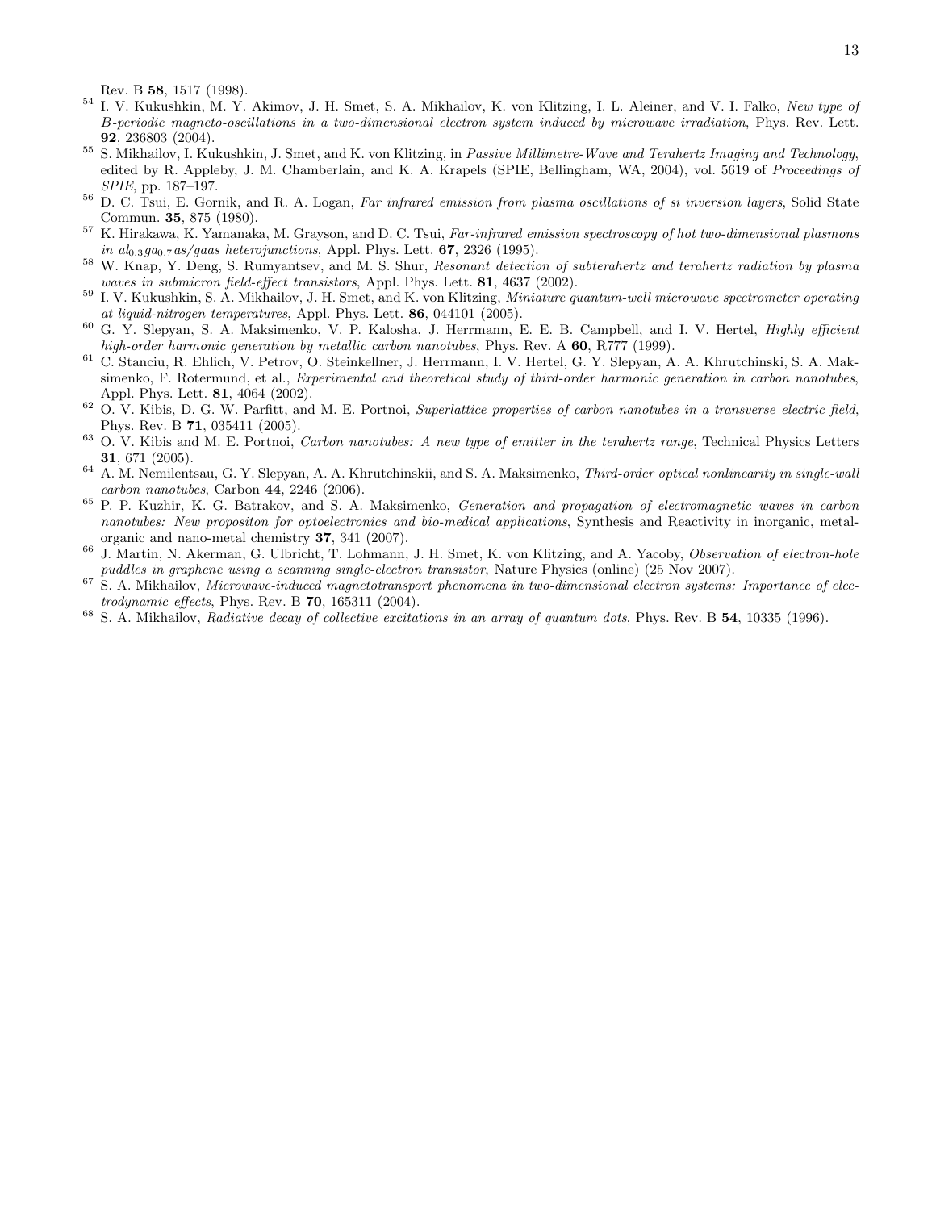Rev. B **58**, 1517 (1998).

[54] I. V. Kukushkin, M. Y. Akimov, J. H. Smet, S. A. Mikhailov, K. von Klitzing, I. L. Aleiner, and V. I. Falko, *New type of B-periodic magneto-oscillations in a two-dimensional electron system induced by microwave irradiation*, Phys. Rev. Lett. **92**, 236803 (2004).

[55] S. Mikhailov, I. Kukushkin, J. Smet, and K. von Klitzing, in *Passive Millimetre-Wave and Terahertz Imaging and Technology*, edited by R. Appleby, J. M. Chamberlain, and K. A. Krapels (SPIE, Bellingham, WA, 2004), vol. 5619 of *Proceedings of SPIE*, pp. 187–197.

[56] D. C. Tsui, E. Gornik, and R. A. Logan, *Far infrared emission from plasma oscillations of si inversion layers*, Solid State Commun. **35**, 875 (1980).

[57] K. Hirakawa, K. Yamanaka, M. Grayson, and D. C. Tsui, *Far-infrared emission spectroscopy of hot two-dimensional plasmons in $al_{0.3}ga_{0.7}as$/gaas heterojunctions*, Appl. Phys. Lett. **67**, 2326 (1995).

[58] W. Knap, Y. Deng, S. Rumyantsev, and M. S. Shur, *Resonant detection of subterahertz and terahertz radiation by plasma waves in submicron field-effect transistors*, Appl. Phys. Lett. **81**, 4637 (2002).

[59] I. V. Kukushkin, S. A. Mikhailov, J. H. Smet, and K. von Klitzing, *Miniature quantum-well microwave spectrometer operating at liquid-nitrogen temperatures*, Appl. Phys. Lett. **86**, 044101 (2005).

[60] G. Y. Slepyan, S. A. Maksimenko, V. P. Kalosha, J. Herrmann, E. E. B. Campbell, and I. V. Hertel, *Highly efficient high-order harmonic generation by metallic carbon nanotubes*, Phys. Rev. A **60**, R777 (1999).

[61] C. Stanciu, R. Ehlich, V. Petrov, O. Steinkellner, J. Herrmann, I. V. Hertel, G. Y. Slepyan, A. A. Khrutchinski, S. A. Maksimenko, F. Rotermund, et al., *Experimental and theoretical study of third-order harmonic generation in carbon nanotubes*, Appl. Phys. Lett. **81**, 4064 (2002).

[62] O. V. Kibis, D. G. W. Parfitt, and M. E. Portnoi, *Superlattice properties of carbon nanotubes in a transverse electric field*, Phys. Rev. B **71**, 035411 (2005).

[63] O. V. Kibis and M. E. Portnoi, *Carbon nanotubes: A new type of emitter in the terahertz range*, Technical Physics Letters **31**, 671 (2005).

[64] A. M. Nemilentsau, G. Y. Slepyan, A. A. Khrutchinskii, and S. A. Maksimenko, *Third-order optical nonlinearity in single-wall carbon nanotubes*, Carbon **44**, 2246 (2006).

[65] P. P. Kuzhir, K. G. Batrakov, and S. A. Maksimenko, *Generation and propagation of electromagnetic waves in carbon nanotubes: New propositon for optoelectronics and bio-medical applications*, Synthesis and Reactivity in inorganic, metal-organic and nano-metal chemistry **37**, 341 (2007).

[66] J. Martin, N. Akerman, G. Ulbricht, T. Lohmann, J. H. Smet, K. von Klitzing, and A. Yacoby, *Observation of electron-hole puddles in graphene using a scanning single-electron transistor*, Nature Physics (online) (25 Nov 2007).

[67] S. A. Mikhailov, *Microwave-induced magnetotransport phenomena in two-dimensional electron systems: Importance of electrodynamic effects*, Phys. Rev. B **70**, 165311 (2004).

[68] S. A. Mikhailov, *Radiative decay of collective excitations in an array of quantum dots*, Phys. Rev. B **54**, 10335 (1996).